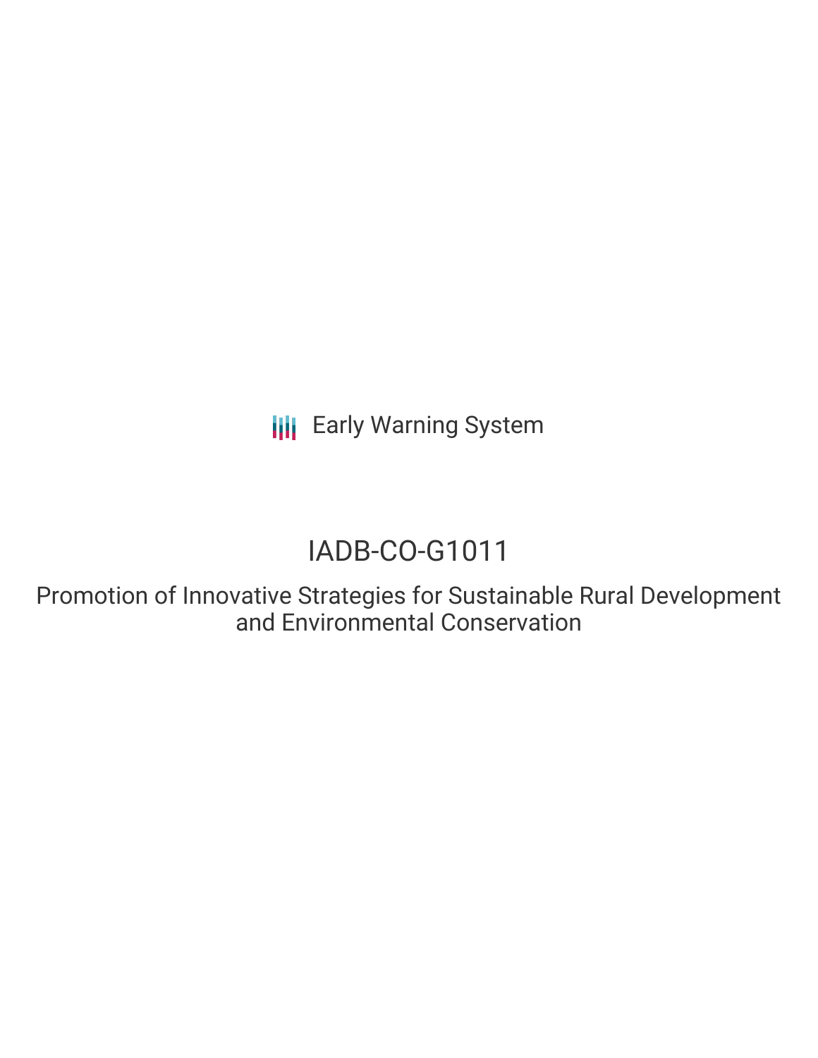Early Warning System

# IADB-CO-G1011

## Promotion of Innovative Strategies for Sustainable Rural Development and Environmental Conservation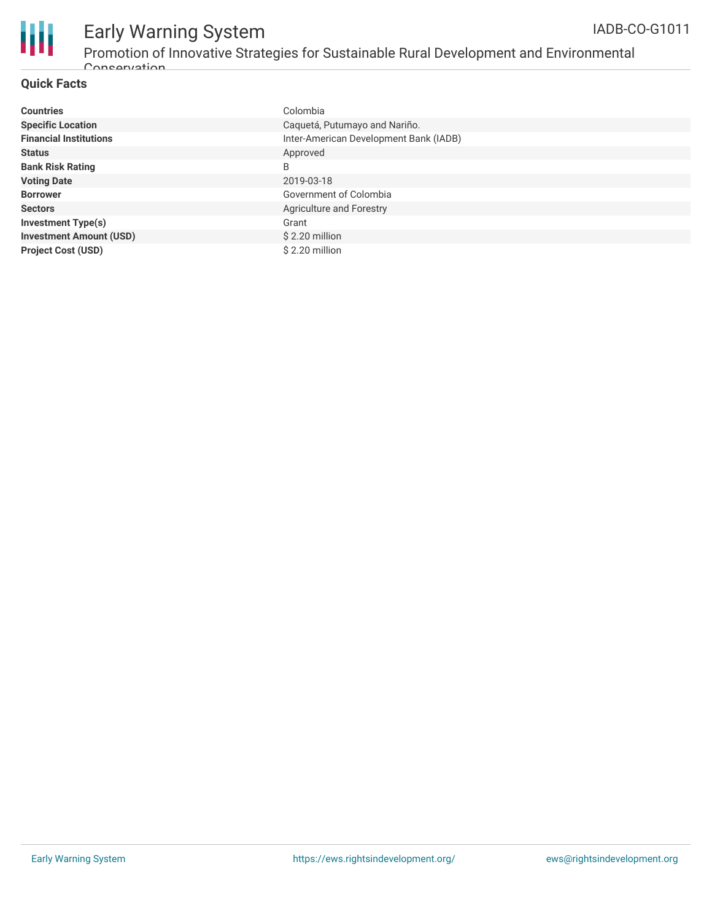## Quick Facts

| | |
|---|---|
| **Countries** | Colombia |
| **Specific Location** | Caquetá, Putumayo and Nariño. |
| **Financial Institutions** | Inter-American Development Bank (IADB) |
| **Status** | Approved |
| **Bank Risk Rating** | B |
| **Voting Date** | 2019-03-18 |
| **Borrower** | Government of Colombia |
| **Sectors** | Agriculture and Forestry |
| **Investment Type(s)** | Grant |
| **Investment Amount (USD)** | $ 2.20 million |
| **Project Cost (USD)** | $ 2.20 million |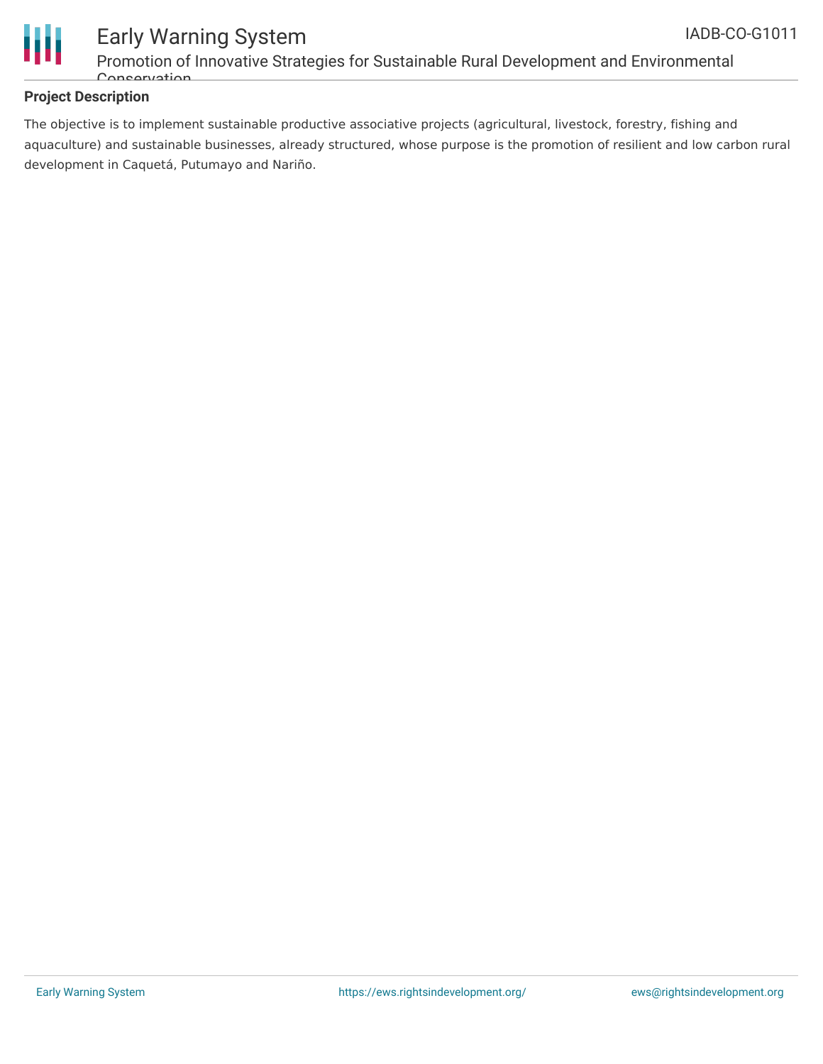### Project Description

The objective is to implement sustainable productive associative projects (agricultural, livestock, forestry, fishing and aquaculture) and sustainable businesses, already structured, whose purpose is the promotion of resilient and low carbon rural development in Caquetá, Putumayo and Nariño.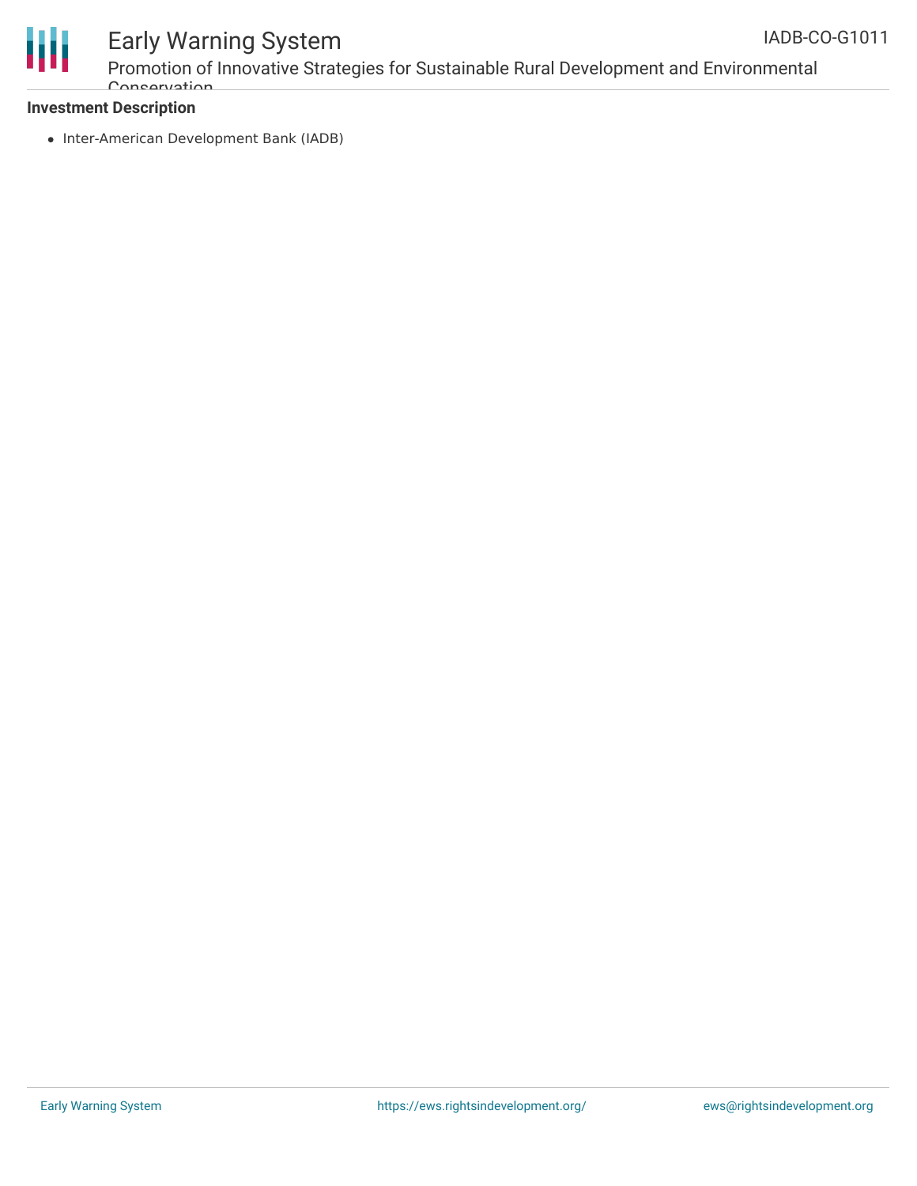**Investment Description**

- Inter-American Development Bank (IADB)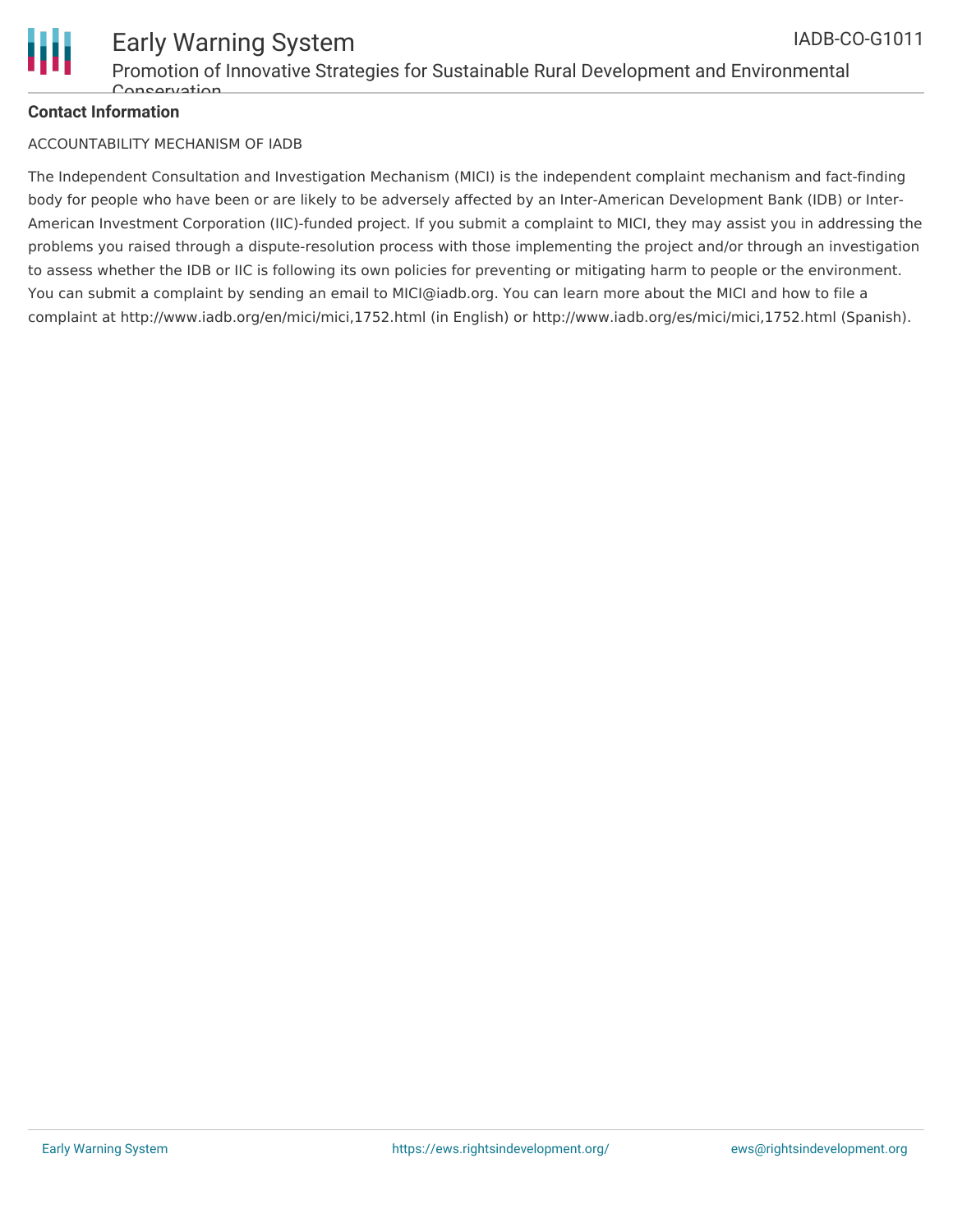**Contact Information**

ACCOUNTABILITY MECHANISM OF IADB

The Independent Consultation and Investigation Mechanism (MICI) is the independent complaint mechanism and fact-finding body for people who have been or are likely to be adversely affected by an Inter-American Development Bank (IDB) or Inter-American Investment Corporation (IIC)-funded project. If you submit a complaint to MICI, they may assist you in addressing the problems you raised through a dispute-resolution process with those implementing the project and/or through an investigation to assess whether the IDB or IIC is following its own policies for preventing or mitigating harm to people or the environment. You can submit a complaint by sending an email to MICI@iadb.org. You can learn more about the MICI and how to file a complaint at http://www.iadb.org/en/mici/mici,1752.html (in English) or http://www.iadb.org/es/mici/mici,1752.html (Spanish).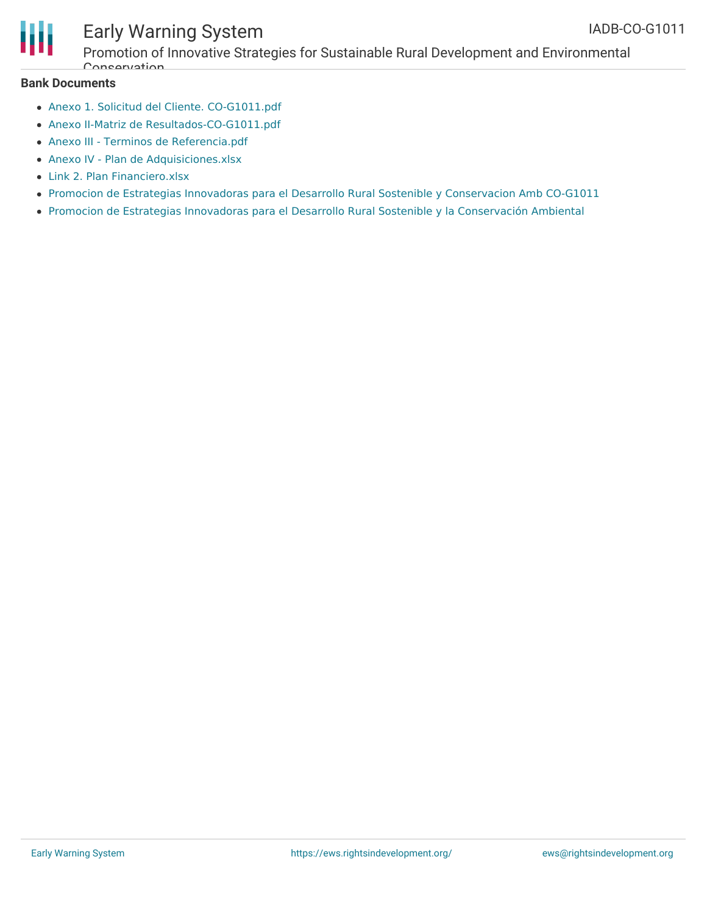**Bank Documents**

- Anexo 1. Solicitud del Cliente. CO-G1011.pdf
- Anexo II-Matriz de Resultados-CO-G1011.pdf
- Anexo III - Terminos de Referencia.pdf
- Anexo IV - Plan de Adquisiciones.xlsx
- Link 2. Plan Financiero.xlsx
- Promocion de Estrategias Innovadoras para el Desarrollo Rural Sostenible y Conservacion Amb CO-G1011
- Promocion de Estrategias Innovadoras para el Desarrollo Rural Sostenible y la Conservación Ambiental